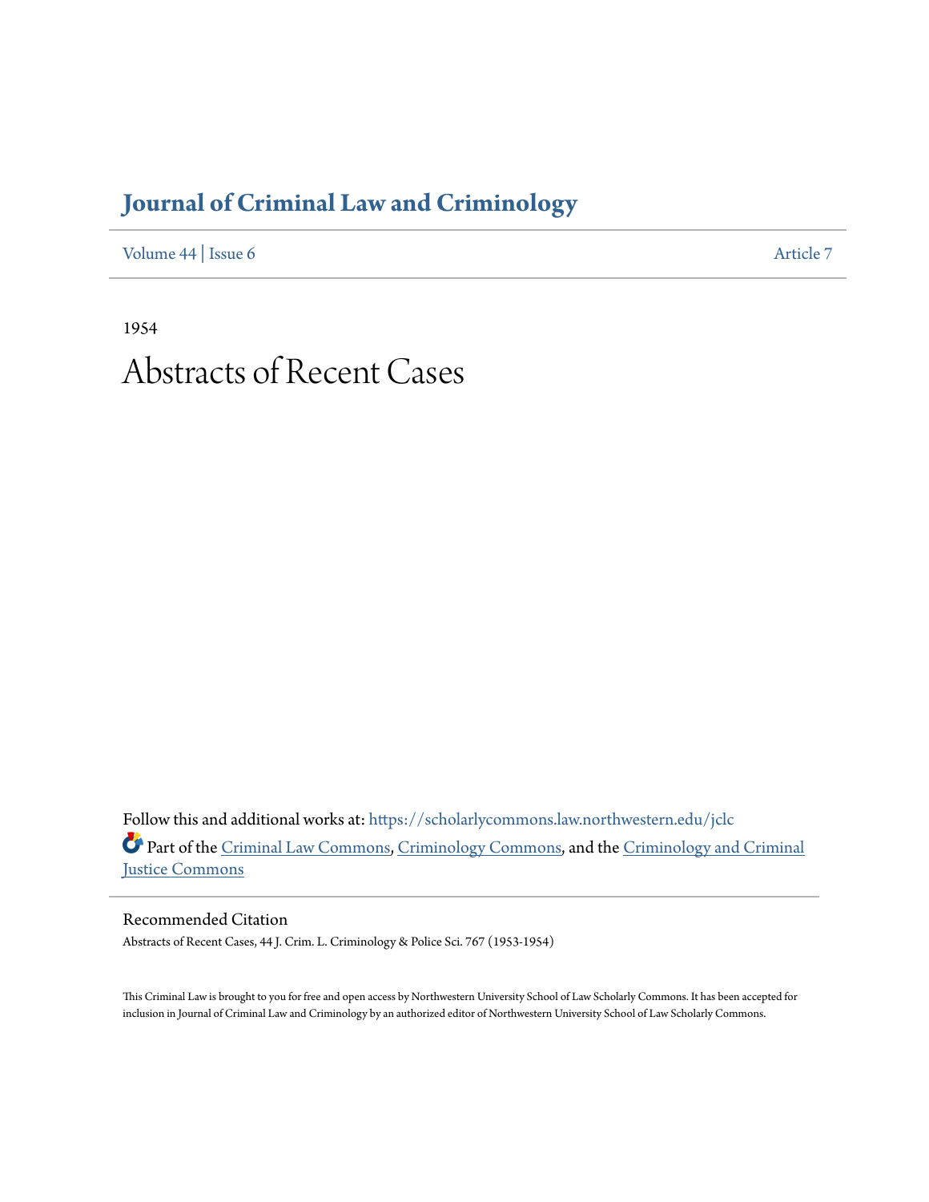# Journal of Criminal Law and Criminology

Volume 44 | Issue 6 Article 7

1954

# Abstracts of Recent Cases

Follow this and additional works at: https://scholarlycommons.law.northwestern.edu/jclc

Part of the Criminal Law Commons, Criminology Commons, and the Criminology and Criminal Justice Commons

## Recommended Citation

Abstracts of Recent Cases, 44 J. Crim. L. Criminology & Police Sci. 767 (1953-1954)

This Criminal Law is brought to you for free and open access by Northwestern University School of Law Scholarly Commons. It has been accepted for inclusion in Journal of Criminal Law and Criminology by an authorized editor of Northwestern University School of Law Scholarly Commons.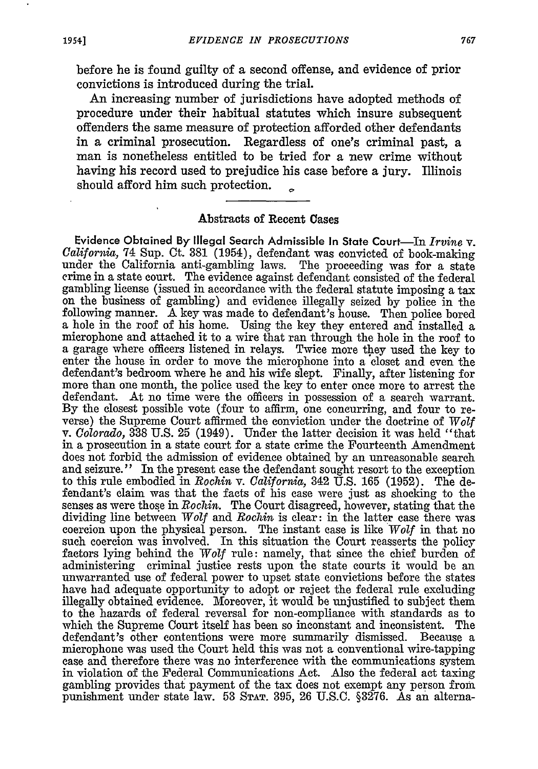before he is found guilty of a second offense, and evidence of prior convictions is introduced during the trial.

An increasing number of jurisdictions have adopted methods of procedure under their habitual statutes which insure subsequent offenders the same measure of protection afforded other defendants in a criminal prosecution. Regardless of one's criminal past, a man is nonetheless entitled to be tried for a new crime without having his record used to prejudice his case before a jury. Illinois should afford him such protection.

## Abstracts of Recent Cases

**Evidence Obtained By Illegal Search Admissible In State Court**—In *Irvine* v. *California*, 74 Sup. Ct. 381 (1954), defendant was convicted of book-making under the California anti-gambling laws. The proceeding was for a state crime in a state court. The evidence against defendant consisted of the federal gambling license (issued in accordance with the federal statute imposing a tax on the business of gambling) and evidence illegally seized by police in the following manner. A key was made to defendant's house. Then police bored a hole in the roof of his home. Using the key they entered and installed a microphone and attached it to a wire that ran through the hole in the roof to a garage where officers listened in relays. Twice more they used the key to enter the house in order to move the microphone into a closet and even the defendant's bedroom where he and his wife slept. Finally, after listening for more than one month, the police used the key to enter once more to arrest the defendant. At no time were the officers in possession of a search warrant. By the closest possible vote (four to affirm, one concurring, and four to reverse) the Supreme Court affirmed the conviction under the doctrine of *Wolf* v. *Colorado*, 338 U.S. 25 (1949). Under the latter decision it was held "that in a prosecution in a state court for a state crime the Fourteenth Amendment does not forbid the admission of evidence obtained by an unreasonable search and seizure." In the present case the defendant sought resort to the exception to this rule embodied in *Rochin* v. *California*, 342 U.S. 165 (1952). The defendant's claim was that the facts of his case were just as shocking to the senses as were those in *Rochin*. The Court disagreed, however, stating that the dividing line between *Wolf* and *Rochin* is clear: in the latter case there was coercion upon the physical person. The instant case is like *Wolf* in that no such coercion was involved. In this situation the Court reasserts the policy factors lying behind the *Wolf* rule: namely, that since the chief burden of administering criminal justice rests upon the state courts it would be an unwarranted use of federal power to upset state convictions before the states have had adequate opportunity to adopt or reject the federal rule excluding illegally obtained evidence. Moreover, it would be unjustified to subject them to the hazards of federal reversal for non-compliance with standards as to which the Supreme Court itself has been so inconstant and inconsistent. The defendant's other contentions were more summarily dismissed. Because a microphone was used the Court held this was not a conventional wire-tapping case and therefore there was no interference with the communications system in violation of the Federal Communications Act. Also the federal act taxing gambling provides that payment of the tax does not exempt any person from punishment under state law. 53 STAT. 395, 26 U.S.C. §3276. As an alterna-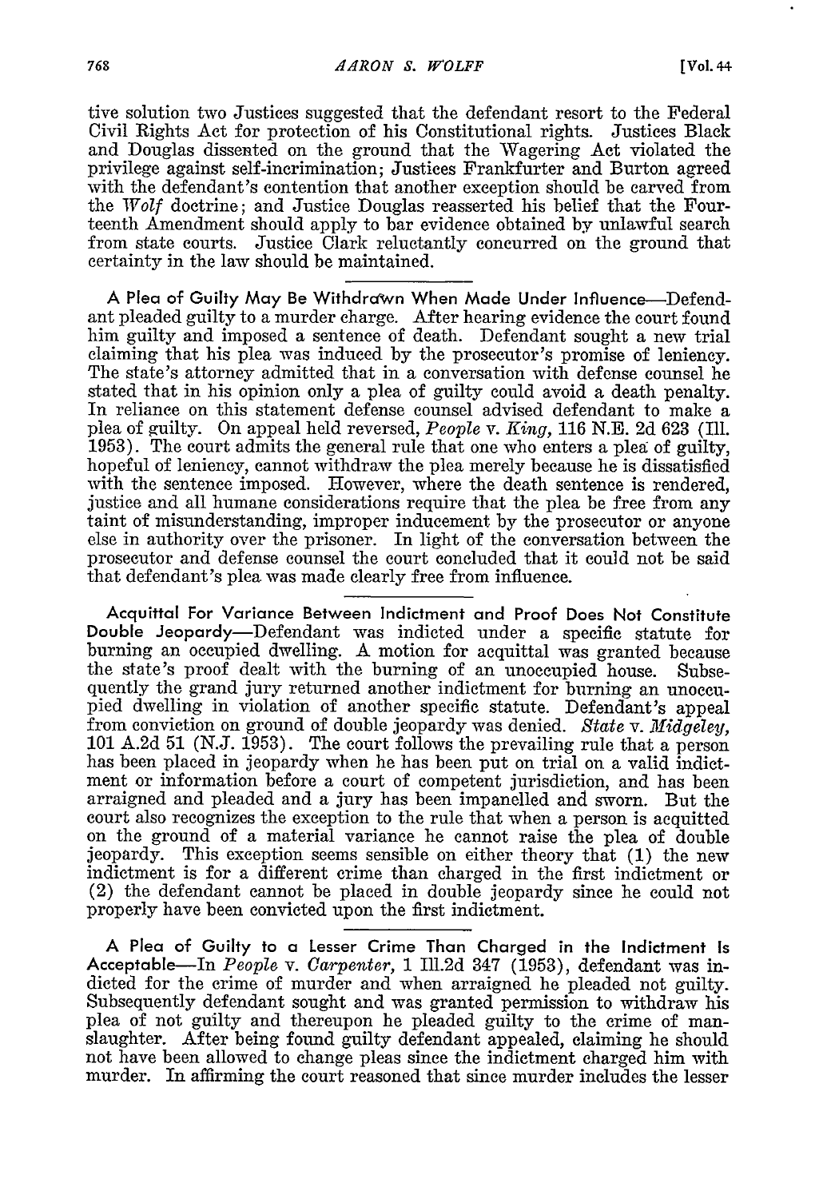tive solution two Justices suggested that the defendant resort to the Federal Civil Rights Act for protection of his Constitutional rights. Justices Black and Douglas dissented on the ground that the Wagering Act violated the privilege against self-incrimination; Justices Frankfurter and Burton agreed with the defendant's contention that another exception should be carved from the *Wolf* doctrine; and Justice Douglas reasserted his belief that the Fourteenth Amendment should apply to bar evidence obtained by unlawful search from state courts. Justice Clark reluctantly concurred on the ground that certainty in the law should be maintained.

**A Plea of Guilty May Be Withdrawn When Made Under Influence**—Defendant pleaded guilty to a murder charge. After hearing evidence the court found him guilty and imposed a sentence of death. Defendant sought a new trial claiming that his plea was induced by the prosecutor's promise of leniency. The state's attorney admitted that in a conversation with defense counsel he stated that in his opinion only a plea of guilty could avoid a death penalty. In reliance on this statement defense counsel advised defendant to make a plea of guilty. On appeal held reversed, *People* v. *King*, 116 N.E. 2d 623 (Ill. 1953). The court admits the general rule that one who enters a plea of guilty, hopeful of leniency, cannot withdraw the plea merely because he is dissatisfied with the sentence imposed. However, where the death sentence is rendered, justice and all humane considerations require that the plea be free from any taint of misunderstanding, improper inducement by the prosecutor or anyone else in authority over the prisoner. In light of the conversation between the prosecutor and defense counsel the court concluded that it could not be said that defendant's plea was made clearly free from influence.

**Acquittal For Variance Between Indictment and Proof Does Not Constitute Double Jeopardy**—Defendant was indicted under a specific statute for burning an occupied dwelling. A motion for acquittal was granted because the state's proof dealt with the burning of an unoccupied house. Subsequently the grand jury returned another indictment for burning an unoccupied dwelling in violation of another specific statute. Defendant's appeal from conviction on ground of double jeopardy was denied. *State* v. *Midgeley*, 101 A.2d 51 (N.J. 1953). The court follows the prevailing rule that a person has been placed in jeopardy when he has been put on trial on a valid indictment or information before a court of competent jurisdiction, and has been arraigned and pleaded and a jury has been impanelled and sworn. But the court also recognizes the exception to the rule that when a person is acquitted on the ground of a material variance he cannot raise the plea of double jeopardy. This exception seems sensible on either theory that (1) the new indictment is for a different crime than charged in the first indictment or (2) the defendant cannot be placed in double jeopardy since he could not properly have been convicted upon the first indictment.

**A Plea of Guilty to a Lesser Crime Than Charged in the Indictment Is Acceptable**—In *People* v. *Carpenter*, 1 Ill.2d 347 (1953), defendant was indicted for the crime of murder and when arraigned he pleaded not guilty. Subsequently defendant sought and was granted permission to withdraw his plea of not guilty and thereupon he pleaded guilty to the crime of manslaughter. After being found guilty defendant appealed, claiming he should not have been allowed to change pleas since the indictment charged him with murder. In affirming the court reasoned that since murder includes the lesser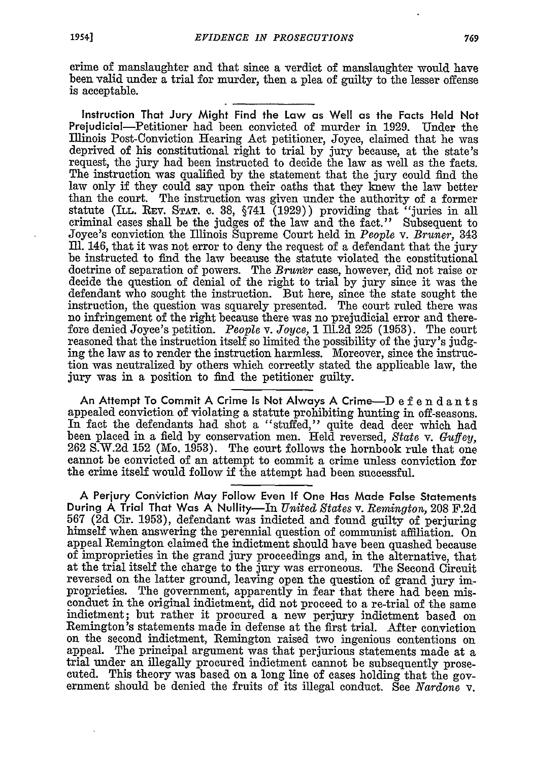crime of manslaughter and that since a verdict of manslaughter would have been valid under a trial for murder, then a plea of guilty to the lesser offense is acceptable.

**Instruction That Jury Might Find the Law as Well as the Facts Held Not Prejudicial**—Petitioner had been convicted of murder in 1929. Under the Illinois Post-Conviction Hearing Act petitioner, Joyce, claimed that he was deprived of his constitutional right to trial by jury because, at the state's request, the jury had been instructed to decide the law as well as the facts. The instruction was qualified by the statement that the jury could find the law only if they could say upon their oaths that they knew the law better than the court. The instruction was given under the authority of a former statute (ILL. REV. STAT. c. 38, §741 (1929)) providing that "juries in all criminal cases shall be the judges of the law and the fact." Subsequent to Joyce's conviction the Illinois Supreme Court held in *People* v. *Bruner*, 343 Ill. 146, that it was not error to deny the request of a defendant that the jury be instructed to find the law because the statute violated the constitutional doctrine of separation of powers. The *Bruner* case, however, did not raise or decide the question of denial of the right to trial by jury since it was the defendant who sought the instruction. But here, since the state sought the instruction, the question was squarely presented. The court ruled there was no infringement of the right because there was no prejudicial error and therefore denied Joyce's petition. *People* v. *Joyce*, 1 Ill.2d 225 (1953). The court reasoned that the instruction itself so limited the possibility of the jury's judging the law as to render the instruction harmless. Moreover, since the instruction was neutralized by others which correctly stated the applicable law, the jury was in a position to find the petitioner guilty.

**An Attempt To Commit A Crime Is Not Always A Crime**—Defendants appealed conviction of violating a statute prohibiting hunting in off-seasons. In fact the defendants had shot a "stuffed," quite dead deer which had been placed in a field by conservation men. Held reversed, *State* v. *Guffey*, 262 S.W.2d 152 (Mo. 1953). The court follows the hornbook rule that one cannot be convicted of an attempt to commit a crime unless conviction for the crime itself would follow if the attempt had been successful.

**A Perjury Conviction May Follow Even If One Has Made False Statements During A Trial That Was A Nullity**—In *United States* v. *Remington*, 208 F.2d 567 (2d Cir. 1953), defendant was indicted and found guilty of perjuring himself when answering the perennial question of communist affiliation. On appeal Remington claimed the indictment should have been quashed because of improprieties in the grand jury proceedings and, in the alternative, that at the trial itself the charge to the jury was erroneous. The Second Circuit reversed on the latter ground, leaving open the question of grand jury improprieties. The government, apparently in fear that there had been misconduct in the original indictment, did not proceed to a re-trial of the same indictment; but rather it procured a new perjury indictment based on Remington's statements made in defense at the first trial. After conviction on the second indictment, Remington raised two ingenious contentions on appeal. The principal argument was that perjurious statements made at a trial under an illegally procured indictment cannot be subsequently prosecuted. This theory was based on a long line of cases holding that the government should be denied the fruits of its illegal conduct. See *Nardone* v.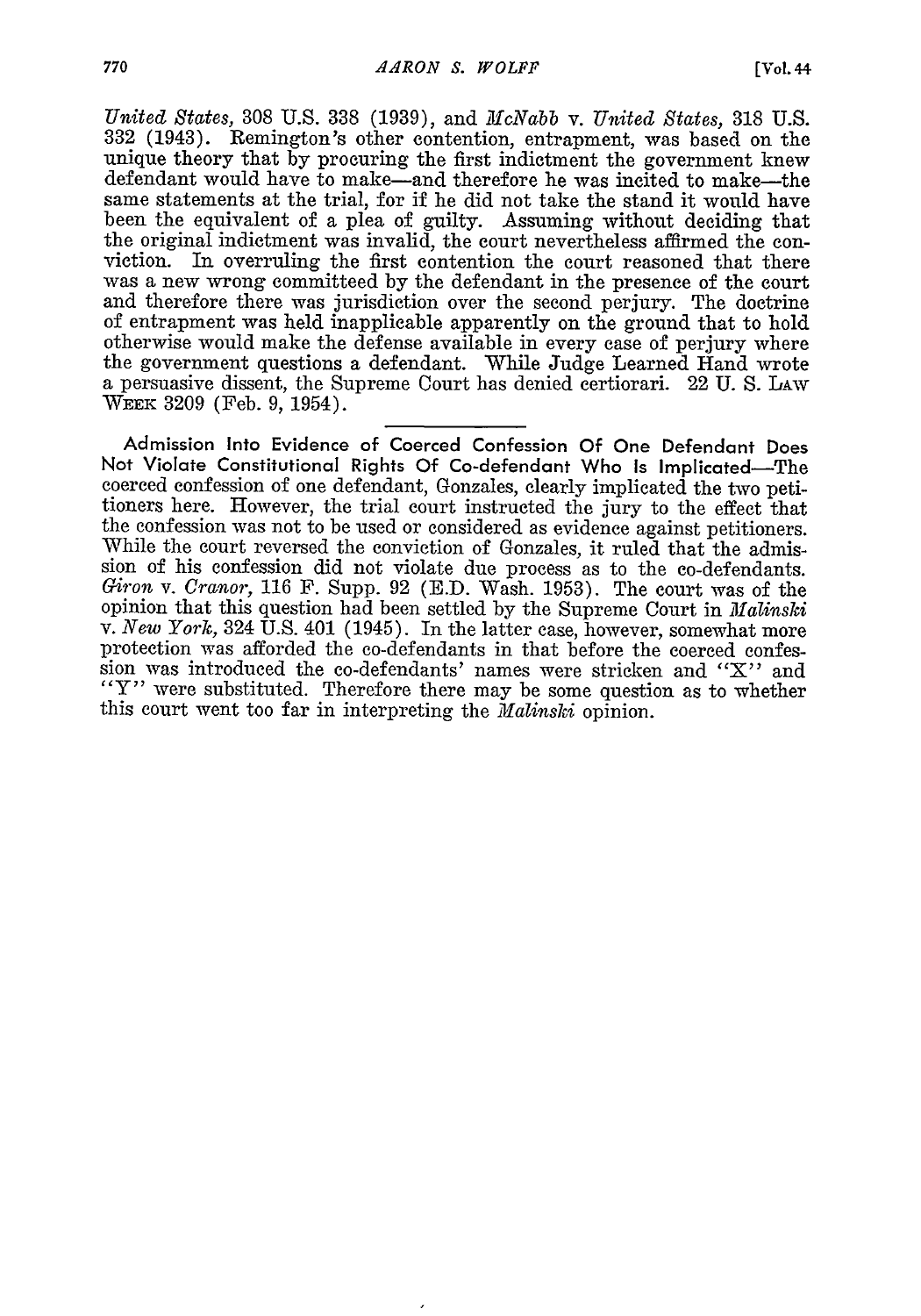*United States*, 308 U.S. 338 (1939), and *McNabb* v. *United States*, 318 U.S. 332 (1943). Remington's other contention, entrapment, was based on the unique theory that by procuring the first indictment the government knew defendant would have to make—and therefore he was incited to make—the same statements at the trial, for if he did not take the stand it would have been the equivalent of a plea of guilty. Assuming without deciding that the original indictment was invalid, the court nevertheless affirmed the conviction. In overruling the first contention the court reasoned that there was a new wrong committeed by the defendant in the presence of the court and therefore there was jurisdiction over the second perjury. The doctrine of entrapment was held inapplicable apparently on the ground that to hold otherwise would make the defense available in every case of perjury where the government questions a defendant. While Judge Learned Hand wrote a persuasive dissent, the Supreme Court has denied certiorari. 22 U. S. LAW WEEK 3209 (Feb. 9, 1954).

---

**Admission Into Evidence of Coerced Confession Of One Defendant Does Not Violate Constitutional Rights Of Co-defendant Who Is Implicated**—The coerced confession of one defendant, Gonzales, clearly implicated the two petitioners here. However, the trial court instructed the jury to the effect that the confession was not to be used or considered as evidence against petitioners. While the court reversed the conviction of Gonzales, it ruled that the admission of his confession did not violate due process as to the co-defendants. *Giron* v. *Cranor*, 116 F. Supp. 92 (E.D. Wash. 1953). The court was of the opinion that this question had been settled by the Supreme Court in *Malinski* v. *New York*, 324 U.S. 401 (1945). In the latter case, however, somewhat more protection was afforded the co-defendants in that before the coerced confession was introduced the co-defendants' names were stricken and "X" and "Y" were substituted. Therefore there may be some question as to whether this court went too far in interpreting the *Malinski* opinion.